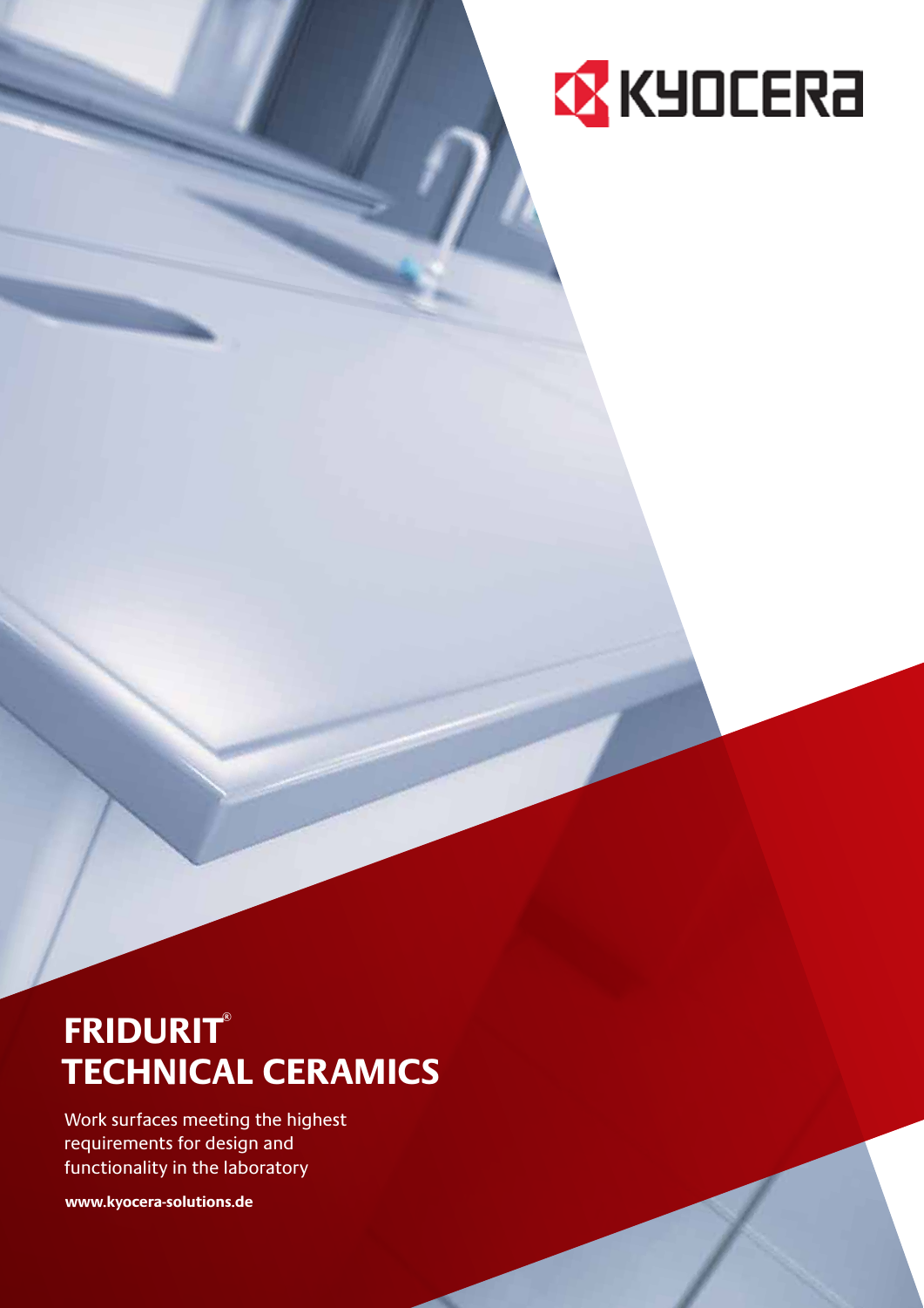KYOCERA

# FRIDURIT® TECHNICAL CERAMICS

Work surfaces meeting the highest requirements for design and functionality in the laboratory

**www.kyocera-solutions.de**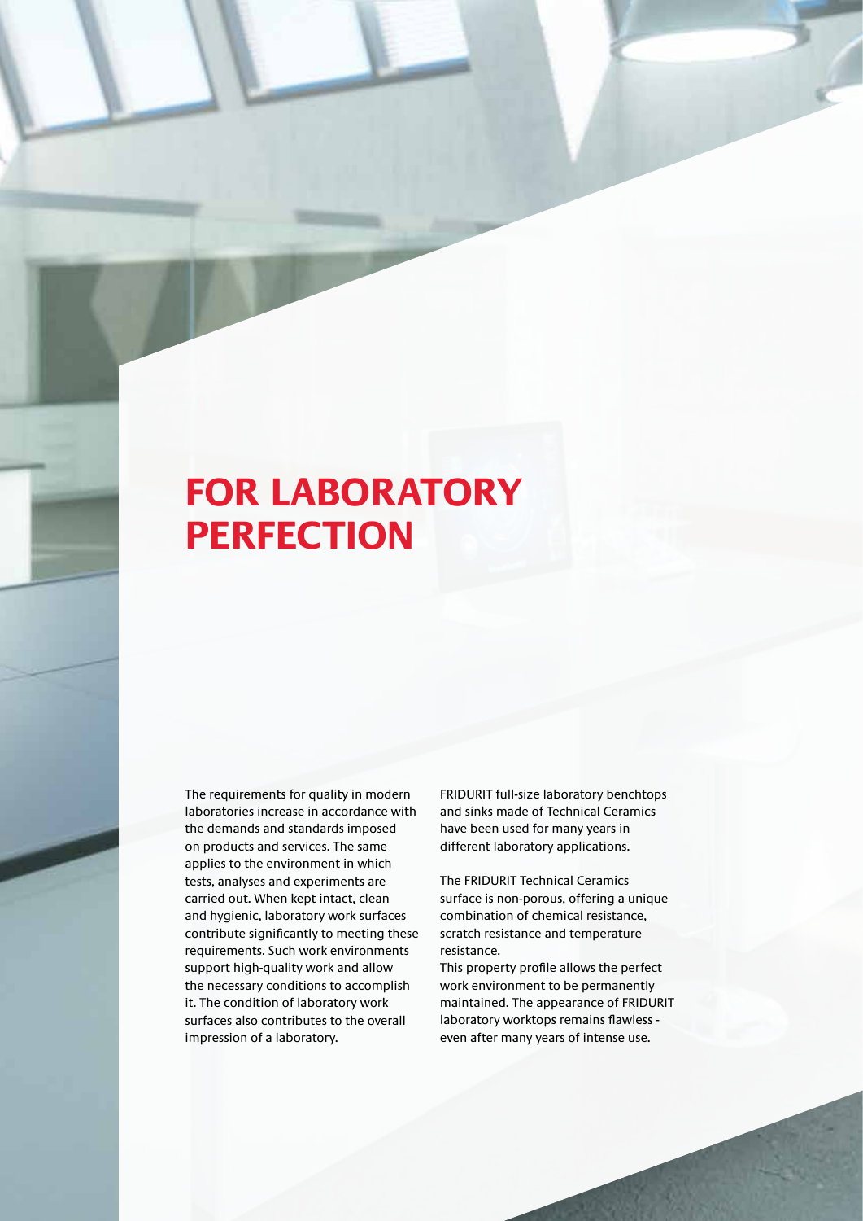# FOR LABORATORY PERFECTION

The requirements for quality in modern laboratories increase in accordance with the demands and standards imposed on products and services. The same applies to the environment in which tests, analyses and experiments are carried out. When kept intact, clean and hygienic, laboratory work surfaces contribute significantly to meeting these requirements. Such work environments support high-quality work and allow the necessary conditions to accomplish it. The condition of laboratory work surfaces also contributes to the overall impression of a laboratory.

FRIDURIT full-size laboratory benchtops and sinks made of Technical Ceramics have been used for many years in different laboratory applications.

The FRIDURIT Technical Ceramics surface is non-porous, offering a unique combination of chemical resistance, scratch resistance and temperature resistance.
This property profile allows the perfect work environment to be permanently maintained. The appearance of FRIDURIT laboratory worktops remains flawless - even after many years of intense use.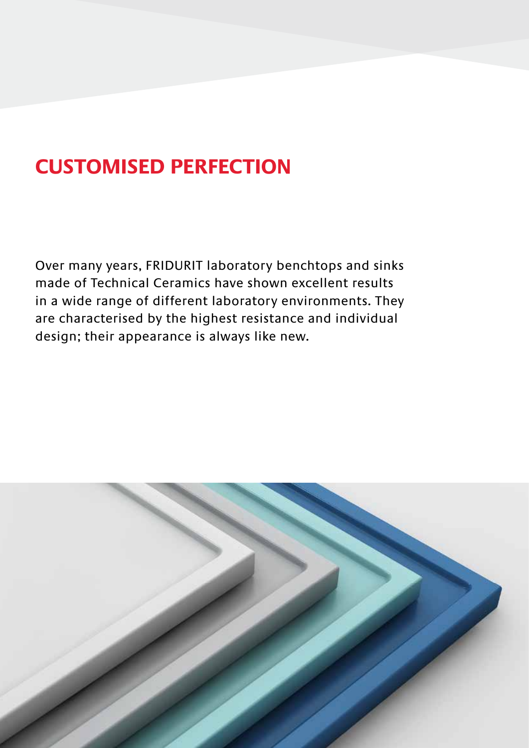# CUSTOMISED PERFECTION

Over many years, FRIDURIT laboratory benchtops and sinks made of Technical Ceramics have shown excellent results in a wide range of different laboratory environments. They are characterised by the highest resistance and individual design; their appearance is always like new.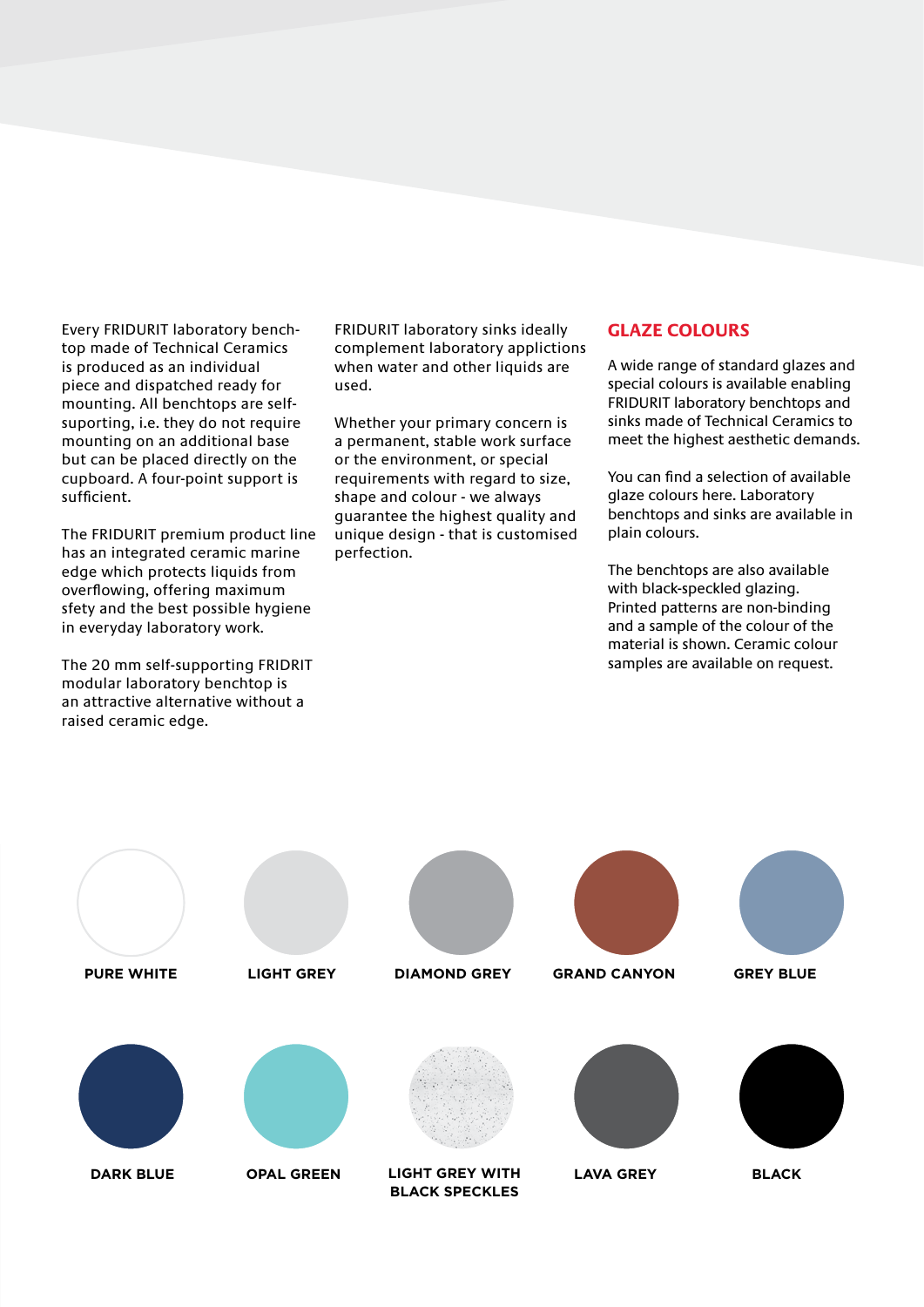Every FRIDURIT laboratory bench-top made of Technical Ceramics is produced as an individual piece and dispatched ready for mounting. All benchtops are self-suporting, i.e. they do not require mounting on an additional base but can be placed directly on the cupboard. A four-point support is sufficient.

The FRIDURIT premium product line has an integrated ceramic marine edge which protects liquids from overflowing, offering maximum sfety and the best possible hygiene in everyday laboratory work.

The 20 mm self-supporting FRIDRIT modular laboratory benchtop is an attractive alternative without a raised ceramic edge.

FRIDURIT laboratory sinks ideally complement laboratory applictions when water and other liquids are used.

Whether your primary concern is a permanent, stable work surface or the environment, or special requirements with regard to size, shape and colour - we always guarantee the highest quality and unique design - that is customised perfection.

## GLAZE COLOURS

A wide range of standard glazes and special colours is available enabling FRIDURIT laboratory benchtops and sinks made of Technical Ceramics to meet the highest aesthetic demands.

You can find a selection of available glaze colours here. Laboratory benchtops and sinks are available in plain colours.

The benchtops are also available with black-speckled glazing. Printed patterns are non-binding and a sample of the colour of the material is shown. Ceramic colour samples are available on request.

**PURE WHITE**

**LIGHT GREY**

**DIAMOND GREY**

**GRAND CANYON**

**GREY BLUE**

**DARK BLUE**

**OPAL GREEN**

**LIGHT GREY WITH BLACK SPECKLES**

**LAVA GREY**

**BLACK**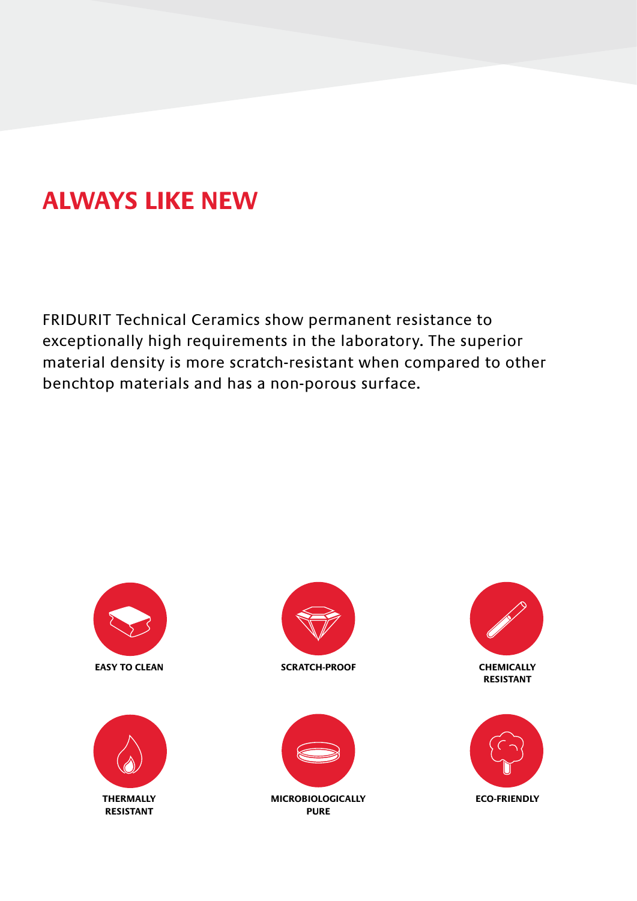# ALWAYS LIKE NEW

FRIDURIT Technical Ceramics show permanent resistance to exceptionally high requirements in the laboratory. The superior material density is more scratch-resistant when compared to other benchtop materials and has a non-porous surface.

**EASY TO CLEAN**

**SCRATCH-PROOF**

**CHEMICALLY RESISTANT**

**THERMALLY RESISTANT**

**MICROBIOLOGICALLY PURE**

**ECO-FRIENDLY**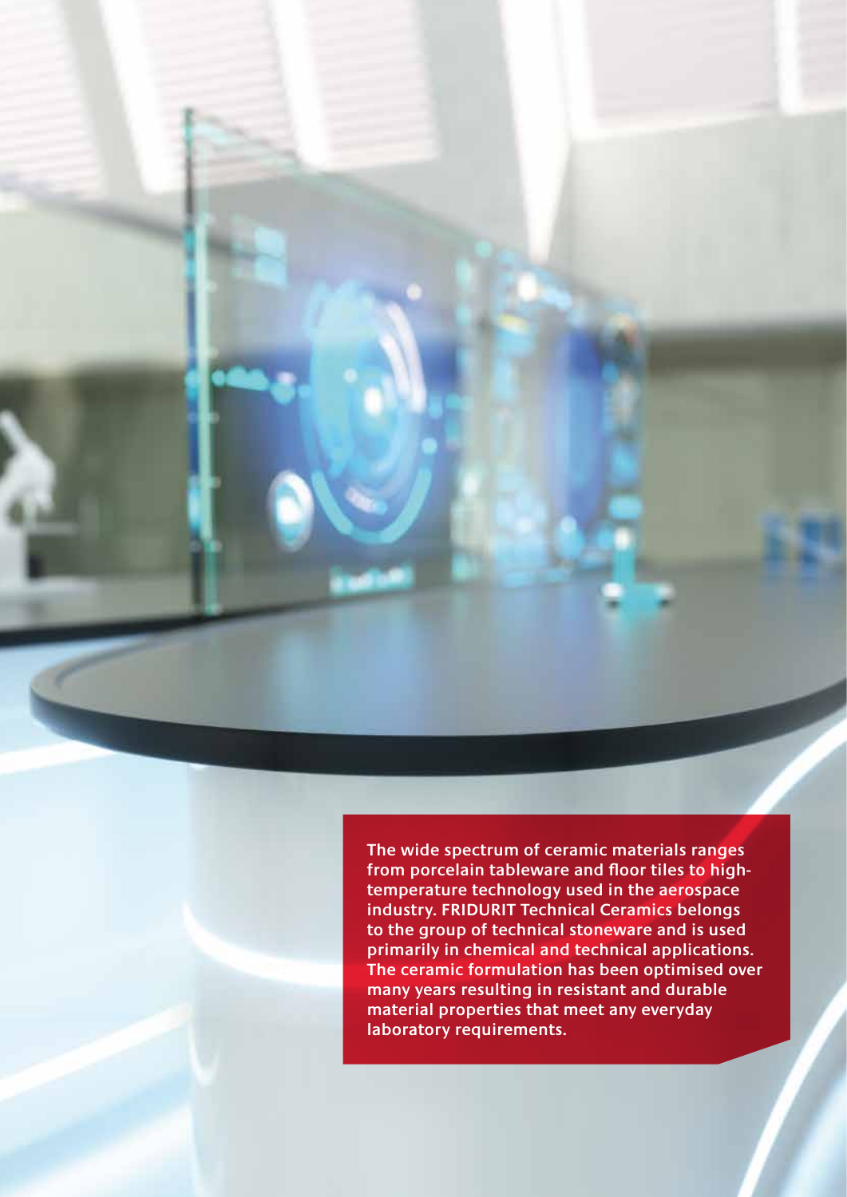**The wide spectrum of ceramic materials ranges from porcelain tableware and floor tiles to high-temperature technology used in the aerospace industry. FRIDURIT Technical Ceramics belongs to the group of technical stoneware and is used primarily in chemical and technical applications. The ceramic formulation has been optimised over many years resulting in resistant and durable material properties that meet any everyday laboratory requirements.**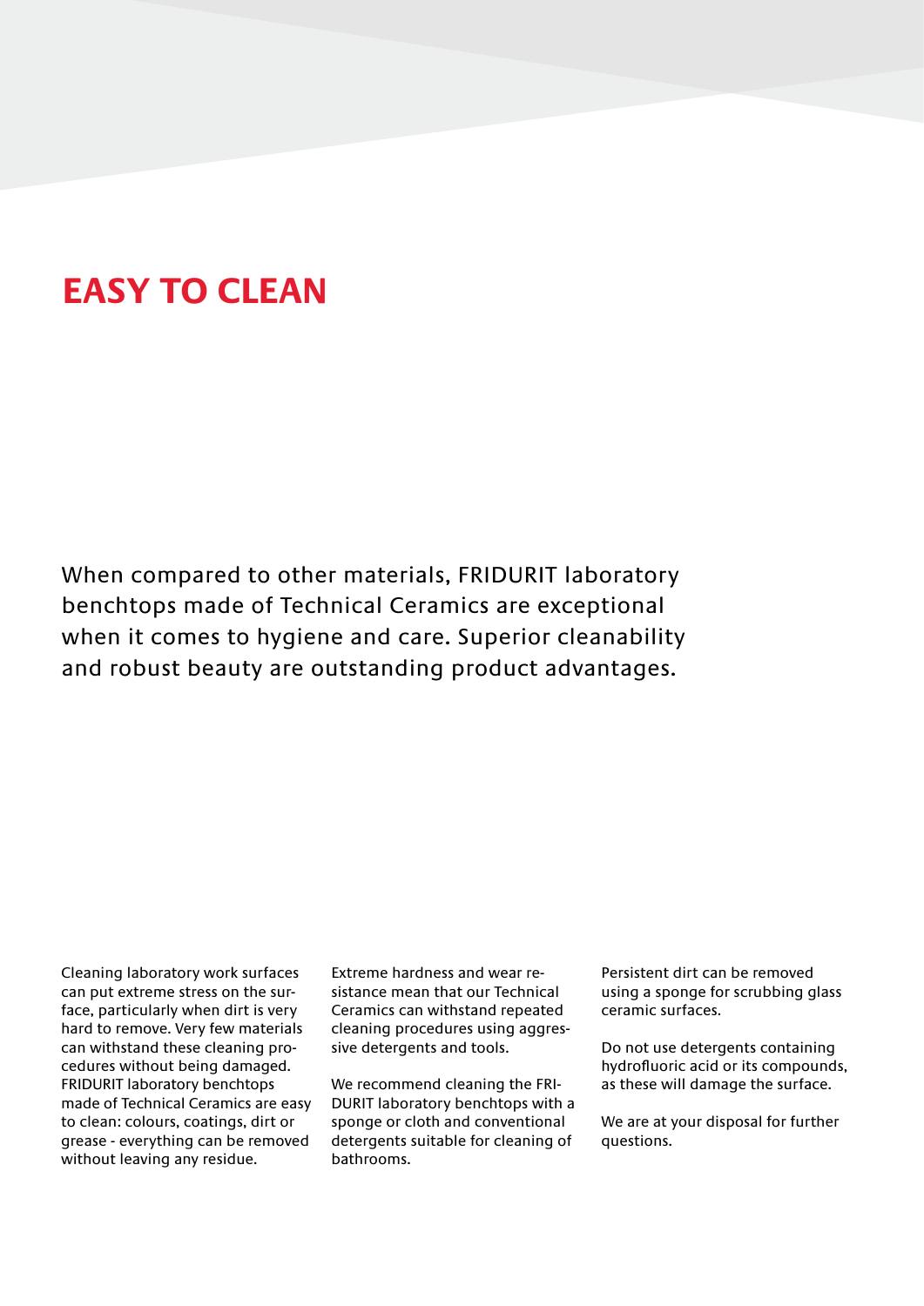# EASY TO CLEAN

When compared to other materials, FRIDURIT laboratory benchtops made of Technical Ceramics are exceptional when it comes to hygiene and care. Superior cleanability and robust beauty are outstanding product advantages.

Cleaning laboratory work surfaces can put extreme stress on the surface, particularly when dirt is very hard to remove. Very few materials can withstand these cleaning procedures without being damaged. FRIDURIT laboratory benchtops made of Technical Ceramics are easy to clean: colours, coatings, dirt or grease - everything can be removed without leaving any residue.

Extreme hardness and wear resistance mean that our Technical Ceramics can withstand repeated cleaning procedures using aggressive detergents and tools.

We recommend cleaning the FRIDURIT laboratory benchtops with a sponge or cloth and conventional detergents suitable for cleaning of bathrooms.

Persistent dirt can be removed using a sponge for scrubbing glass ceramic surfaces.

Do not use detergents containing hydrofluoric acid or its compounds, as these will damage the surface.

We are at your disposal for further questions.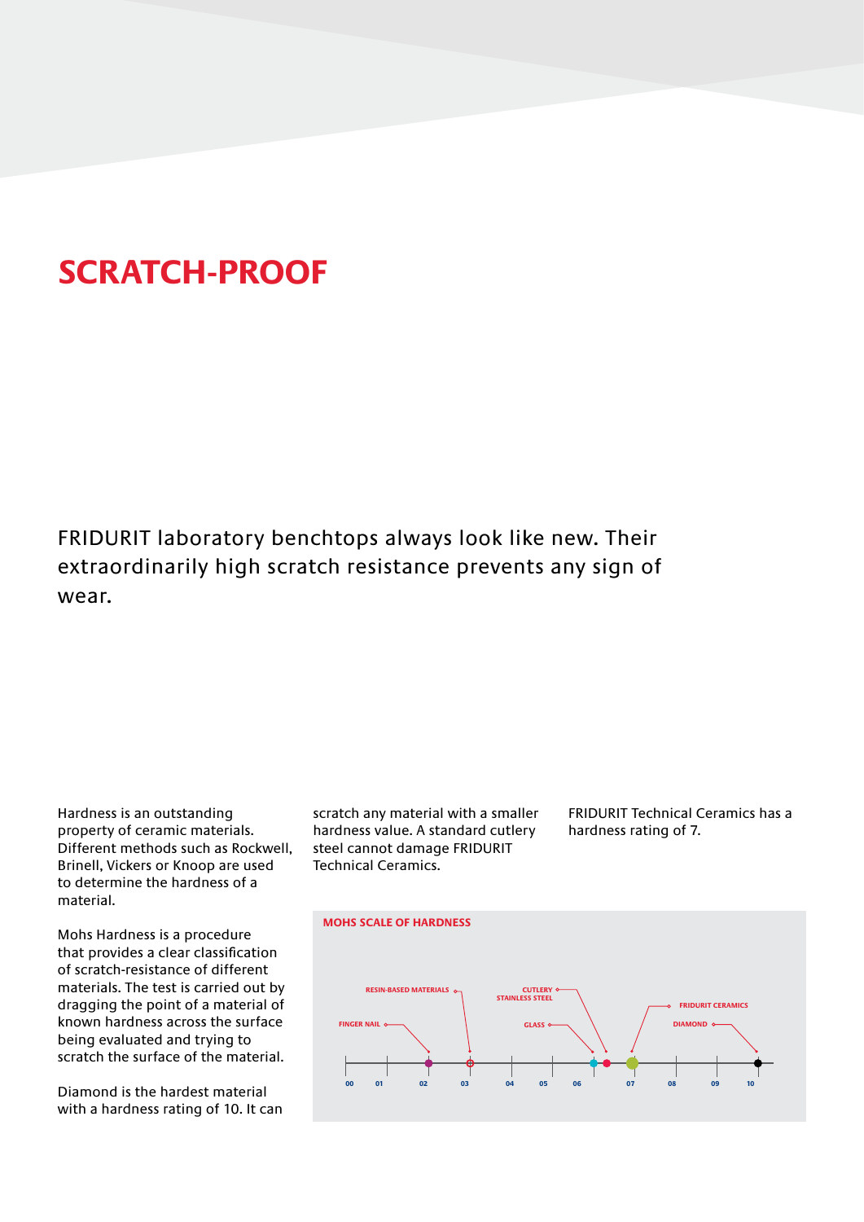# SCRATCH-PROOF

FRIDURIT laboratory benchtops always look like new. Their extraordinarily high scratch resistance prevents any sign of wear.

Hardness is an outstanding property of ceramic materials. Different methods such as Rockwell, Brinell, Vickers or Knoop are used to determine the hardness of a material.

Mohs Hardness is a procedure that provides a clear classification of scratch-resistance of different materials. The test is carried out by dragging the point of a material of known hardness across the surface being evaluated and trying to scratch the surface of the material.

Diamond is the hardest material with a hardness rating of 10. It can scratch any material with a smaller hardness value. A standard cutlery steel cannot damage FRIDURIT Technical Ceramics.

FRIDURIT Technical Ceramics has a hardness rating of 7.

**MOHS SCALE OF HARDNESS**

RESIN-BASED MATERIALS

CUTLERY STAINLESS STEEL

FRIDURIT CERAMICS

FINGER NAIL

GLASS

DIAMOND

00 01 02 03 04 05 06 07 08 09 10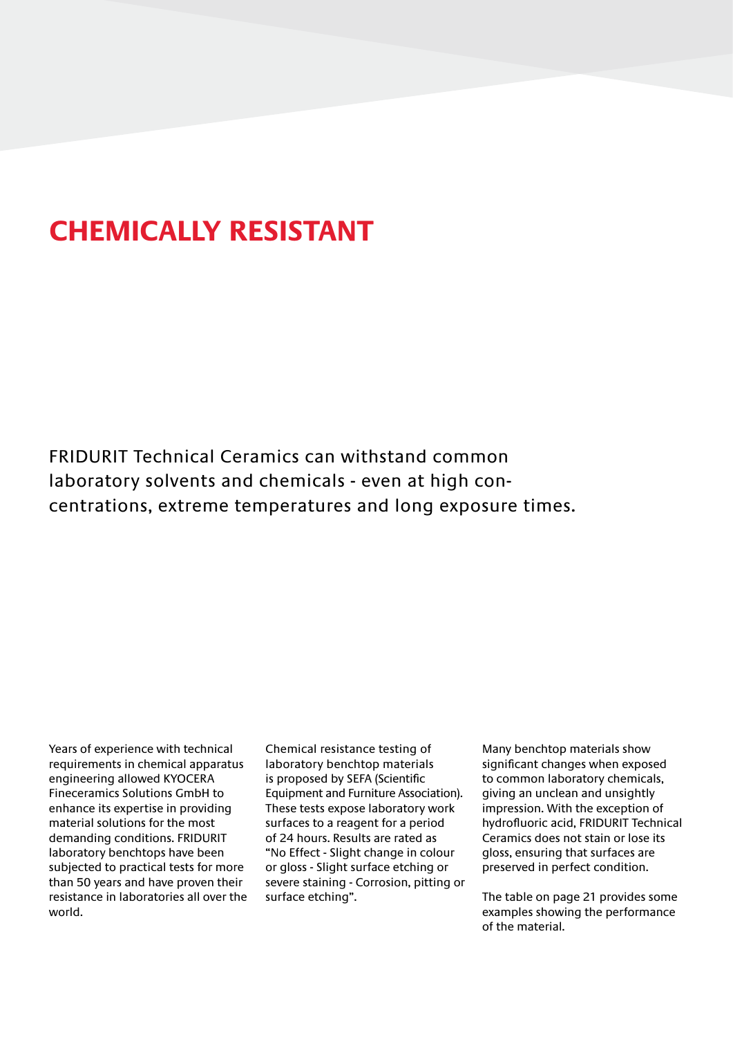# CHEMICALLY RESISTANT

FRIDURIT Technical Ceramics can withstand common laboratory solvents and chemicals - even at high concentrations, extreme temperatures and long exposure times.

Years of experience with technical requirements in chemical apparatus engineering allowed KYOCERA Fineceramics Solutions GmbH to enhance its expertise in providing material solutions for the most demanding conditions. FRIDURIT laboratory benchtops have been subjected to practical tests for more than 50 years and have proven their resistance in laboratories all over the world.

Chemical resistance testing of laboratory benchtop materials is proposed by SEFA (Scientific Equipment and Furniture Association). These tests expose laboratory work surfaces to a reagent for a period of 24 hours. Results are rated as "No Effect - Slight change in colour or gloss - Slight surface etching or severe staining - Corrosion, pitting or surface etching".

Many benchtop materials show significant changes when exposed to common laboratory chemicals, giving an unclean and unsightly impression. With the exception of hydrofluoric acid, FRIDURIT Technical Ceramics does not stain or lose its gloss, ensuring that surfaces are preserved in perfect condition.

The table on page 21 provides some examples showing the performance of the material.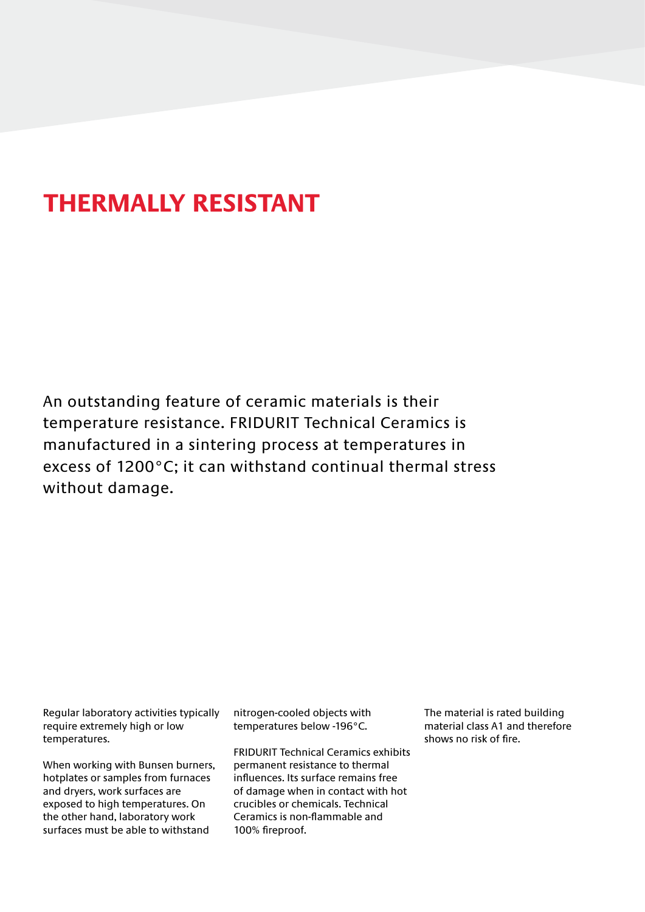# THERMALLY RESISTANT

An outstanding feature of ceramic materials is their temperature resistance. FRIDURIT Technical Ceramics is manufactured in a sintering process at temperatures in excess of 1200°C; it can withstand continual thermal stress without damage.

Regular laboratory activities typically require extremely high or low temperatures.

When working with Bunsen burners, hotplates or samples from furnaces and dryers, work surfaces are exposed to high temperatures. On the other hand, laboratory work surfaces must be able to withstand nitrogen-cooled objects with temperatures below -196°C.

FRIDURIT Technical Ceramics exhibits permanent resistance to thermal influences. Its surface remains free of damage when in contact with hot crucibles or chemicals. Technical Ceramics is non-flammable and 100% fireproof.

The material is rated building material class A1 and therefore shows no risk of fire.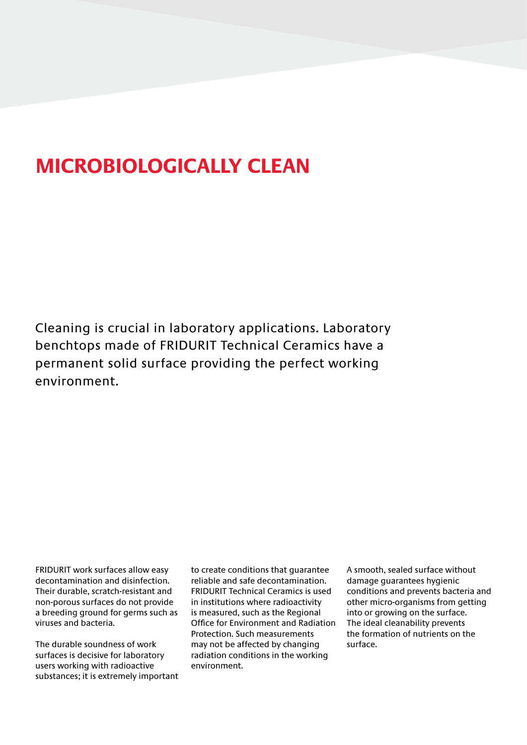# MICROBIOLOGICALLY CLEAN

Cleaning is crucial in laboratory applications. Laboratory benchtops made of FRIDURIT Technical Ceramics have a permanent solid surface providing the perfect working environment.

FRIDURIT work surfaces allow easy decontamination and disinfection. Their durable, scratch-resistant and non-porous surfaces do not provide a breeding ground for germs such as viruses and bacteria.

The durable soundness of work surfaces is decisive for laboratory users working with radioactive substances; it is extremely important to create conditions that guarantee reliable and safe decontamination. FRIDURIT Technical Ceramics is used in institutions where radioactivity is measured, such as the Regional Office for Environment and Radiation Protection. Such measurements may not be affected by changing radiation conditions in the working environment.

A smooth, sealed surface without damage guarantees hygienic conditions and prevents bacteria and other micro-organisms from getting into or growing on the surface. The ideal cleanability prevents the formation of nutrients on the surface.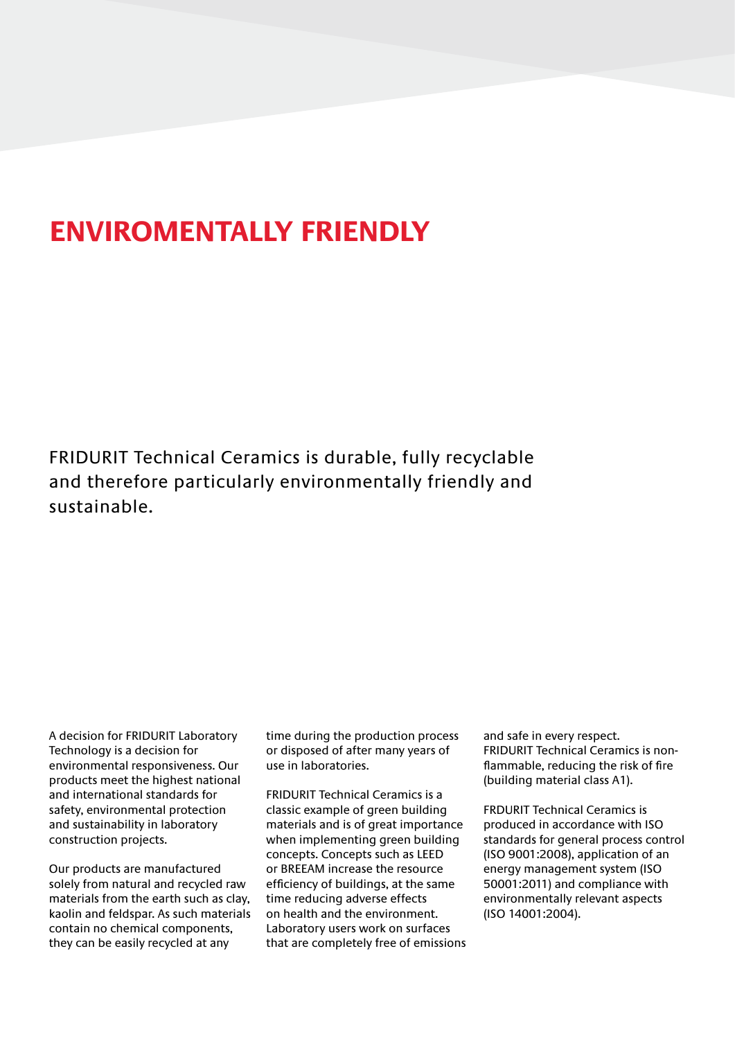# ENVIROMENTALLY FRIENDLY

FRIDURIT Technical Ceramics is durable, fully recyclable and therefore particularly environmentally friendly and sustainable.

A decision for FRIDURIT Laboratory Technology is a decision for environmental responsiveness. Our products meet the highest national and international standards for safety, environmental protection and sustainability in laboratory construction projects.

Our products are manufactured solely from natural and recycled raw materials from the earth such as clay, kaolin and feldspar. As such materials contain no chemical components, they can be easily recycled at any time during the production process or disposed of after many years of use in laboratories.

FRIDURIT Technical Ceramics is a classic example of green building materials and is of great importance when implementing green building concepts. Concepts such as LEED or BREEAM increase the resource efficiency of buildings, at the same time reducing adverse effects on health and the environment. Laboratory users work on surfaces that are completely free of emissions and safe in every respect. FRIDURIT Technical Ceramics is non-flammable, reducing the risk of fire (building material class A1).

FRDURIT Technical Ceramics is produced in accordance with ISO standards for general process control (ISO 9001:2008), application of an energy management system (ISO 50001:2011) and compliance with environmentally relevant aspects (ISO 14001:2004).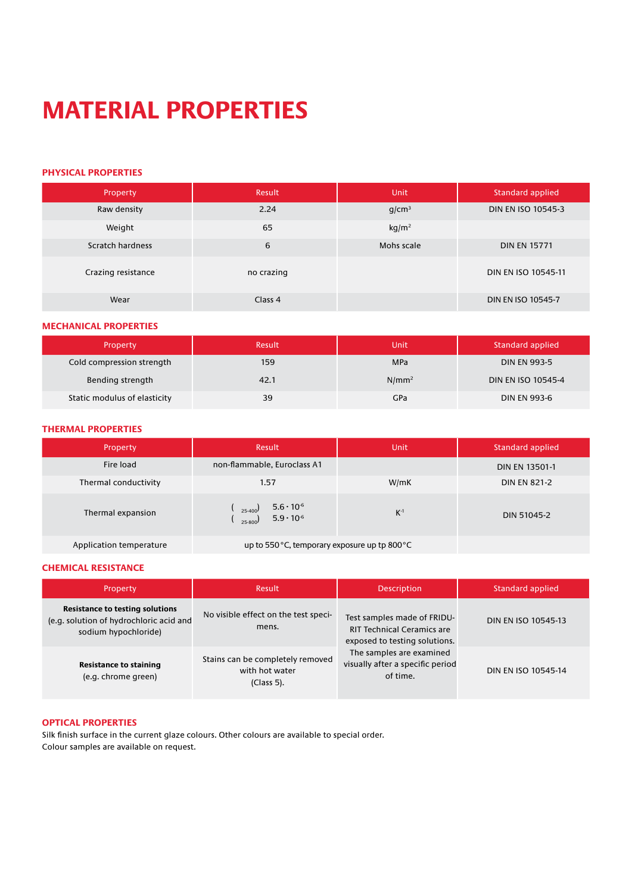# MATERIAL PROPERTIES

## PHYSICAL PROPERTIES

| Property | Result | Unit | Standard applied |
|---|---|---|---|
| Raw density | 2.24 | g/cm³ | DIN EN ISO 10545-3 |
| Weight | 65 | kg/m² | |
| Scratch hardness | 6 | Mohs scale | DIN EN 15771 |
| Crazing resistance | no crazing | | DIN EN ISO 10545-11 |
| Wear | Class 4 | | DIN EN ISO 10545-7 |

## MECHANICAL PROPERTIES

| Property | Result | Unit | Standard applied |
|---|---|---|---|
| Cold compression strength | 159 | MPa | DIN EN 993-5 |
| Bending strength | 42.1 | N/mm² | DIN EN ISO 10545-4 |
| Static modulus of elasticity | 39 | GPa | DIN EN 993-6 |

## THERMAL PROPERTIES

| Property | Result | Unit | Standard applied |
|---|---|---|---|
| Fire load | non-flammable, Euroclass A1 | | DIN EN 13501-1 |
| Thermal conductivity | 1.57 | W/mK | DIN EN 821-2 |
| Thermal expansion | $(_{25\text{-}400})$ $5.6 \cdot 10^{-6}$<br>$(_{25\text{-}800})$ $5.9 \cdot 10^{-6}$ | $K^{-1}$ | DIN 51045-2 |
| Application temperature | up to 550 °C, temporary exposure up tp 800 °C | | |

## CHEMICAL RESISTANCE

| Property | Result | Description | Standard applied |
|---|---|---|---|
| **Resistance to testing solutions** (e.g. solution of hydrochloric acid and sodium hypochloride) | No visible effect on the test specimens. | Test samples made of FRIDURIT Technical Ceramics are exposed to testing solutions. The samples are examined visually after a specific period of time. | DIN EN ISO 10545-13 |
| **Resistance to staining** (e.g. chrome green) | Stains can be completely removed with hot water (Class 5). | | DIN EN ISO 10545-14 |

## OPTICAL PROPERTIES

Silk finish surface in the current glaze colours. Other colours are available to special order.
Colour samples are available on request.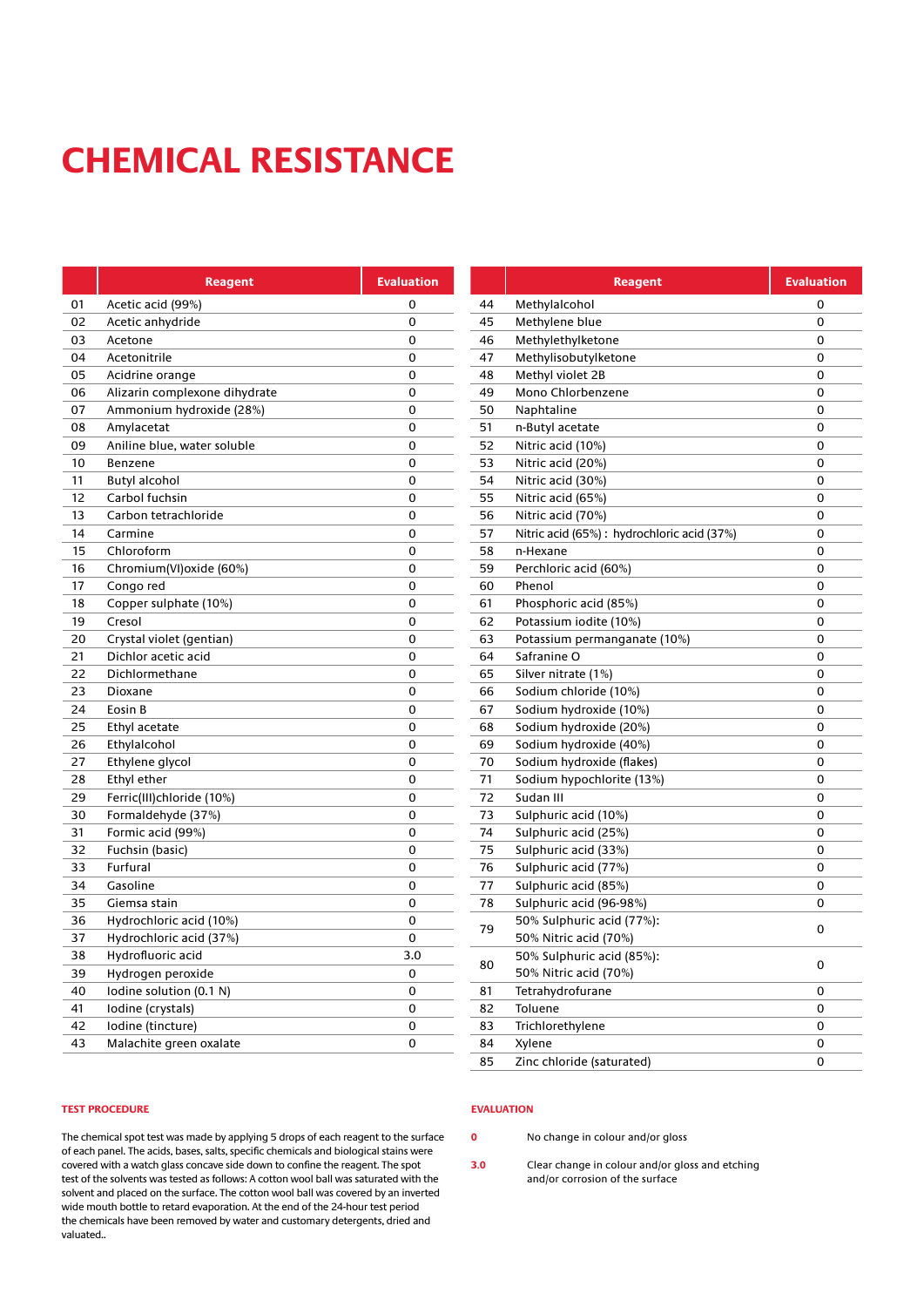# CHEMICAL RESISTANCE

| | Reagent | Evaluation |
|---|---|---|
| 01 | Acetic acid (99%) | 0 |
| 02 | Acetic anhydride | 0 |
| 03 | Acetone | 0 |
| 04 | Acetonitrile | 0 |
| 05 | Acidrine orange | 0 |
| 06 | Alizarin complexone dihydrate | 0 |
| 07 | Ammonium hydroxide (28%) | 0 |
| 08 | Amylacetat | 0 |
| 09 | Aniline blue, water soluble | 0 |
| 10 | Benzene | 0 |
| 11 | Butyl alcohol | 0 |
| 12 | Carbol fuchsin | 0 |
| 13 | Carbon tetrachloride | 0 |
| 14 | Carmine | 0 |
| 15 | Chloroform | 0 |
| 16 | Chromium(VI)oxide (60%) | 0 |
| 17 | Congo red | 0 |
| 18 | Copper sulphate (10%) | 0 |
| 19 | Cresol | 0 |
| 20 | Crystal violet (gentian) | 0 |
| 21 | Dichlor acetic acid | 0 |
| 22 | Dichlormethane | 0 |
| 23 | Dioxane | 0 |
| 24 | Eosin B | 0 |
| 25 | Ethyl acetate | 0 |
| 26 | Ethylalcohol | 0 |
| 27 | Ethylene glycol | 0 |
| 28 | Ethyl ether | 0 |
| 29 | Ferric(III)chloride (10%) | 0 |
| 30 | Formaldehyde (37%) | 0 |
| 31 | Formic acid (99%) | 0 |
| 32 | Fuchsin (basic) | 0 |
| 33 | Furfural | 0 |
| 34 | Gasoline | 0 |
| 35 | Giemsa stain | 0 |
| 36 | Hydrochloric acid (10%) | 0 |
| 37 | Hydrochloric acid (37%) | 0 |
| 38 | Hydrofluoric acid | 3.0 |
| 39 | Hydrogen peroxide | 0 |
| 40 | Iodine solution (0.1 N) | 0 |
| 41 | Iodine (crystals) | 0 |
| 42 | Iodine (tincture) | 0 |
| 43 | Malachite green oxalate | 0 |
| 44 | Methylalcohol | 0 |
| 45 | Methylene blue | 0 |
| 46 | Methylethylketone | 0 |
| 47 | Methylisobutylketone | 0 |
| 48 | Methyl violet 2B | 0 |
| 49 | Mono Chlorbenzene | 0 |
| 50 | Naphtaline | 0 |
| 51 | n-Butyl acetate | 0 |
| 52 | Nitric acid (10%) | 0 |
| 53 | Nitric acid (20%) | 0 |
| 54 | Nitric acid (30%) | 0 |
| 55 | Nitric acid (65%) | 0 |
| 56 | Nitric acid (70%) | 0 |
| 57 | Nitric acid (65%) : hydrochloric acid (37%) | 0 |
| 58 | n-Hexane | 0 |
| 59 | Perchloric acid (60%) | 0 |
| 60 | Phenol | 0 |
| 61 | Phosphoric acid (85%) | 0 |
| 62 | Potassium iodite (10%) | 0 |
| 63 | Potassium permanganate (10%) | 0 |
| 64 | Safranine O | 0 |
| 65 | Silver nitrate (1%) | 0 |
| 66 | Sodium chloride (10%) | 0 |
| 67 | Sodium hydroxide (10%) | 0 |
| 68 | Sodium hydroxide (20%) | 0 |
| 69 | Sodium hydroxide (40%) | 0 |
| 70 | Sodium hydroxide (flakes) | 0 |
| 71 | Sodium hypochlorite (13%) | 0 |
| 72 | Sudan III | 0 |
| 73 | Sulphuric acid (10%) | 0 |
| 74 | Sulphuric acid (25%) | 0 |
| 75 | Sulphuric acid (33%) | 0 |
| 76 | Sulphuric acid (77%) | 0 |
| 77 | Sulphuric acid (85%) | 0 |
| 78 | Sulphuric acid (96-98%) | 0 |
| 79 | 50% Sulphuric acid (77%): 50% Nitric acid (70%) | 0 |
| 80 | 50% Sulphuric acid (85%): 50% Nitric acid (70%) | 0 |
| 81 | Tetrahydrofurane | 0 |
| 82 | Toluene | 0 |
| 83 | Trichlorethylene | 0 |
| 84 | Xylene | 0 |
| 85 | Zinc chloride (saturated) | 0 |

### TEST PROCEDURE

The chemical spot test was made by applying 5 drops of each reagent to the surface of each panel. The acids, bases, salts, specific chemicals and biological stains were covered with a watch glass concave side down to confine the reagent. The spot test of the solvents was tested as follows: A cotton wool ball was saturated with the solvent and placed on the surface. The cotton wool ball was covered by an inverted wide mouth bottle to retard evaporation. At the end of the 24-hour test period the chemicals have been removed by water and customary detergents, dried and valuated..

### EVALUATION

| | |
|---|---|
| **0** | No change in colour and/or gloss |
| **3.0** | Clear change in colour and/or gloss and etching and/or corrosion of the surface |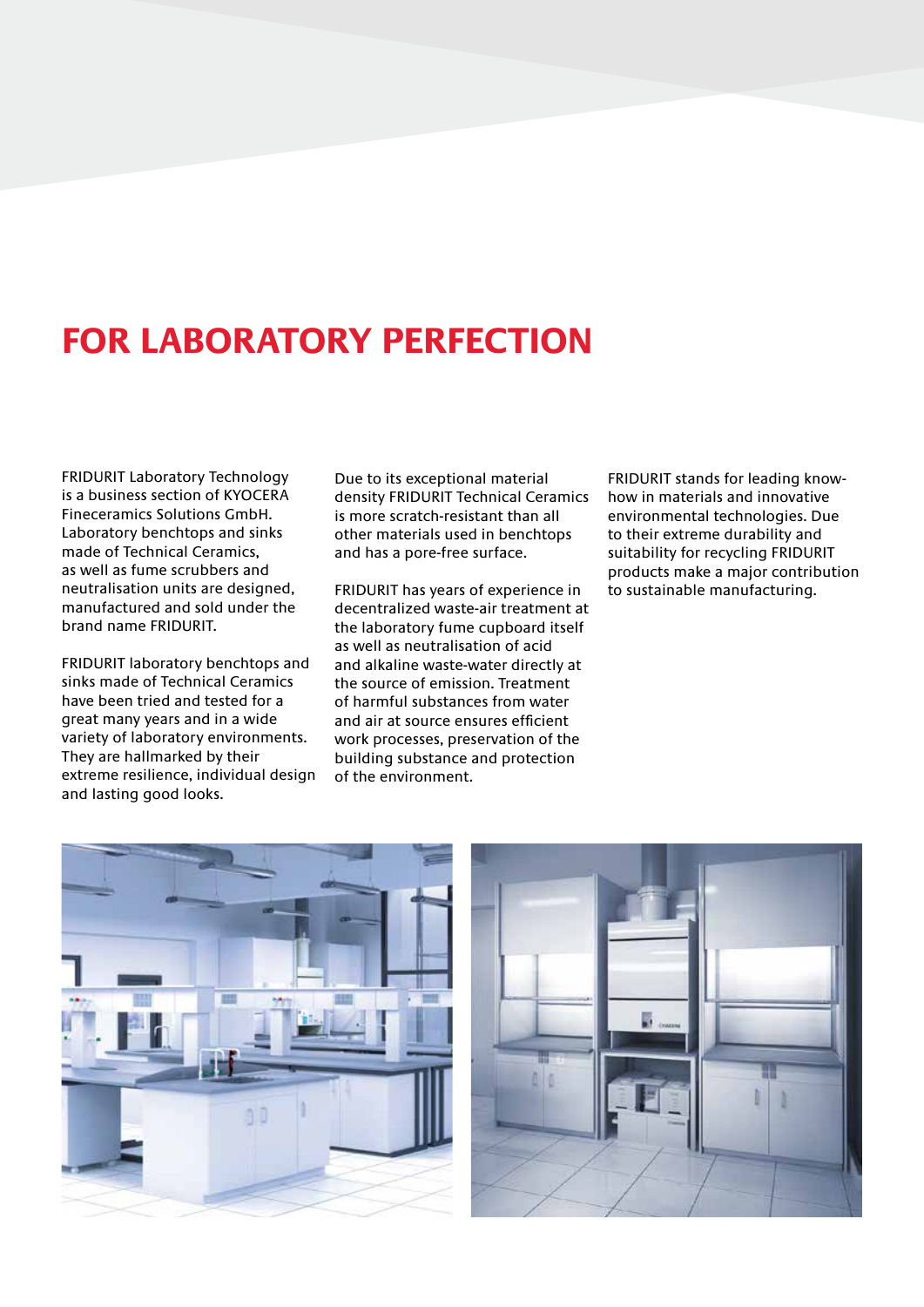# FOR LABORATORY PERFECTION

FRIDURIT Laboratory Technology is a business section of KYOCERA Fineceramics Solutions GmbH. Laboratory benchtops and sinks made of Technical Ceramics, as well as fume scrubbers and neutralisation units are designed, manufactured and sold under the brand name FRIDURIT.

FRIDURIT laboratory benchtops and sinks made of Technical Ceramics have been tried and tested for a great many years and in a wide variety of laboratory environments. They are hallmarked by their extreme resilience, individual design and lasting good looks.

Due to its exceptional material density FRIDURIT Technical Ceramics is more scratch-resistant than all other materials used in benchtops and has a pore-free surface.

FRIDURIT has years of experience in decentralized waste-air treatment at the laboratory fume cupboard itself as well as neutralisation of acid and alkaline waste-water directly at the source of emission. Treatment of harmful substances from water and air at source ensures efficient work processes, preservation of the building substance and protection of the environment.

FRIDURIT stands for leading know-how in materials and innovative environmental technologies. Due to their extreme durability and suitability for recycling FRIDURIT products make a major contribution to sustainable manufacturing.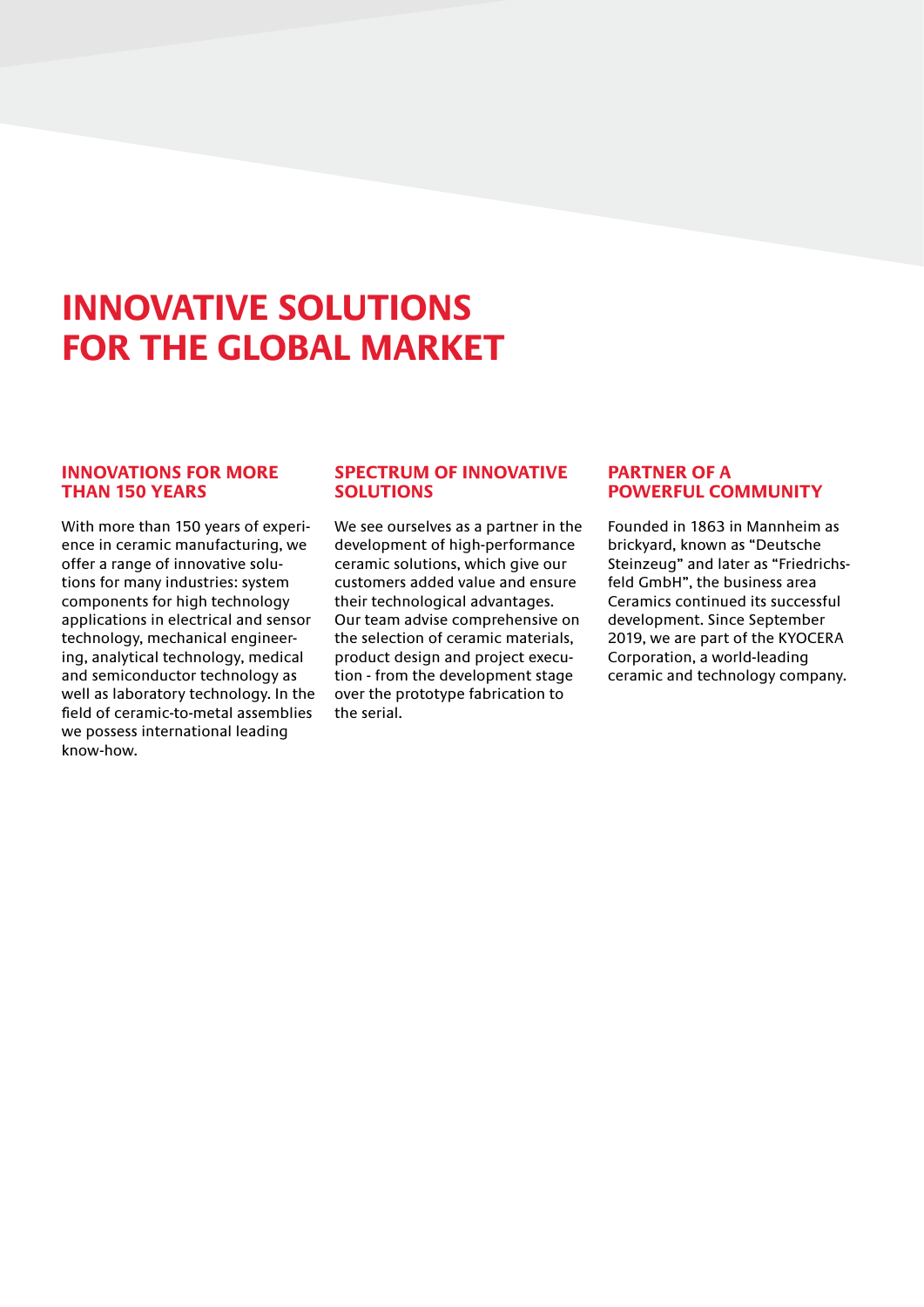# INNOVATIVE SOLUTIONS FOR THE GLOBAL MARKET

## INNOVATIONS FOR MORE THAN 150 YEARS

With more than 150 years of experience in ceramic manufacturing, we offer a range of innovative solutions for many industries: system components for high technology applications in electrical and sensor technology, mechanical engineering, analytical technology, medical and semiconductor technology as well as laboratory technology. In the field of ceramic-to-metal assemblies we possess international leading know-how.

## SPECTRUM OF INNOVATIVE SOLUTIONS

We see ourselves as a partner in the development of high-performance ceramic solutions, which give our customers added value and ensure their technological advantages. Our team advise comprehensive on the selection of ceramic materials, product design and project execution - from the development stage over the prototype fabrication to the serial.

## PARTNER OF A POWERFUL COMMUNITY

Founded in 1863 in Mannheim as brickyard, known as “Deutsche Steinzeug” and later as “Friedrichsfeld GmbH”, the business area Ceramics continued its successful development. Since September 2019, we are part of the KYOCERA Corporation, a world-leading ceramic and technology company.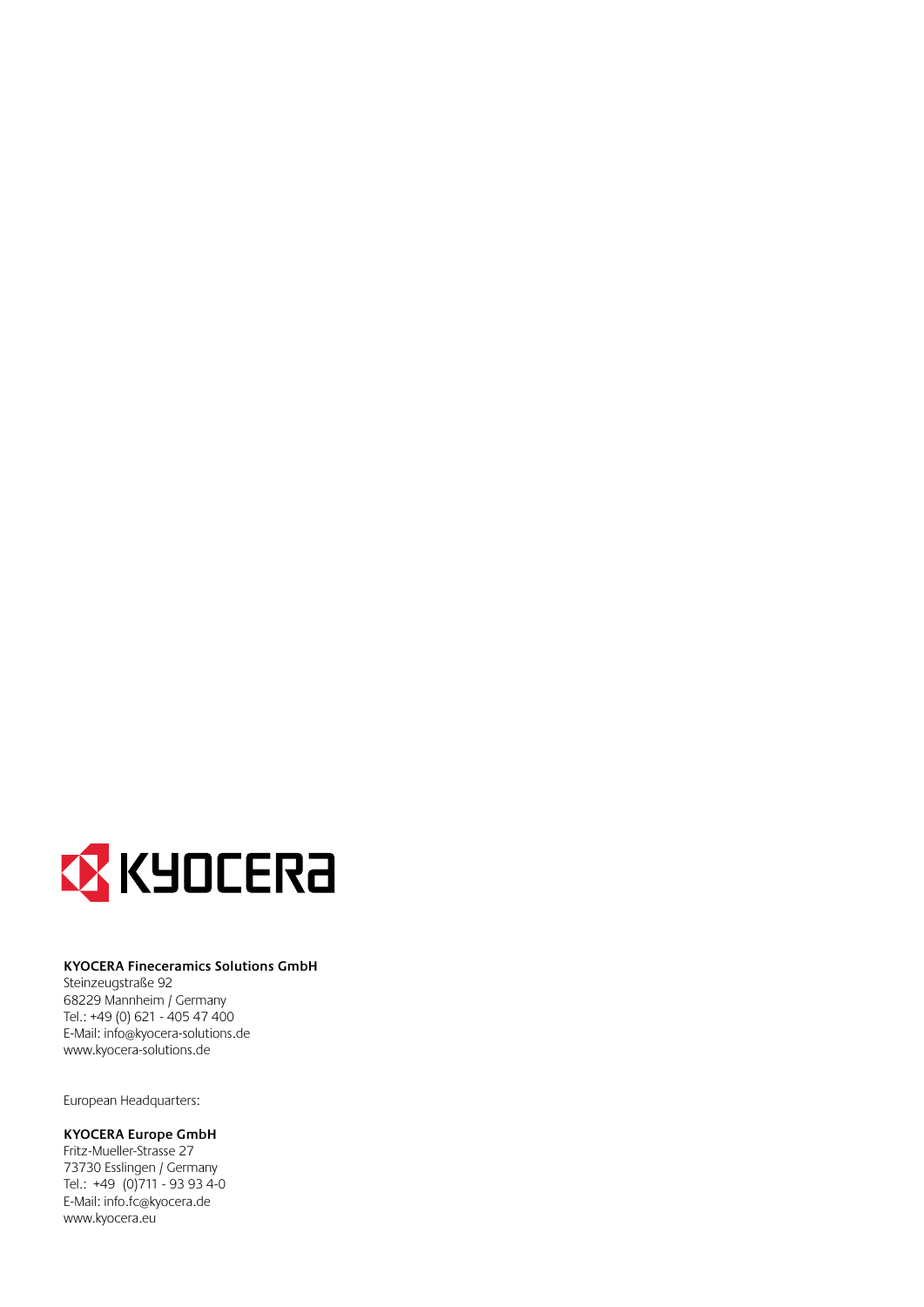KYOCERA

**KYOCERA Fineceramics Solutions GmbH**
Steinzeugstraße 92
68229 Mannheim / Germany
Tel.: +49 (0) 621 - 405 47 400
E-Mail: info@kyocera-solutions.de
www.kyocera-solutions.de

European Headquarters:

**KYOCERA Europe GmbH**
Fritz-Mueller-Strasse 27
73730 Esslingen / Germany
Tel.: +49 (0)711 - 93 93 4-0
E-Mail: info.fc@kyocera.de
www.kyocera.eu